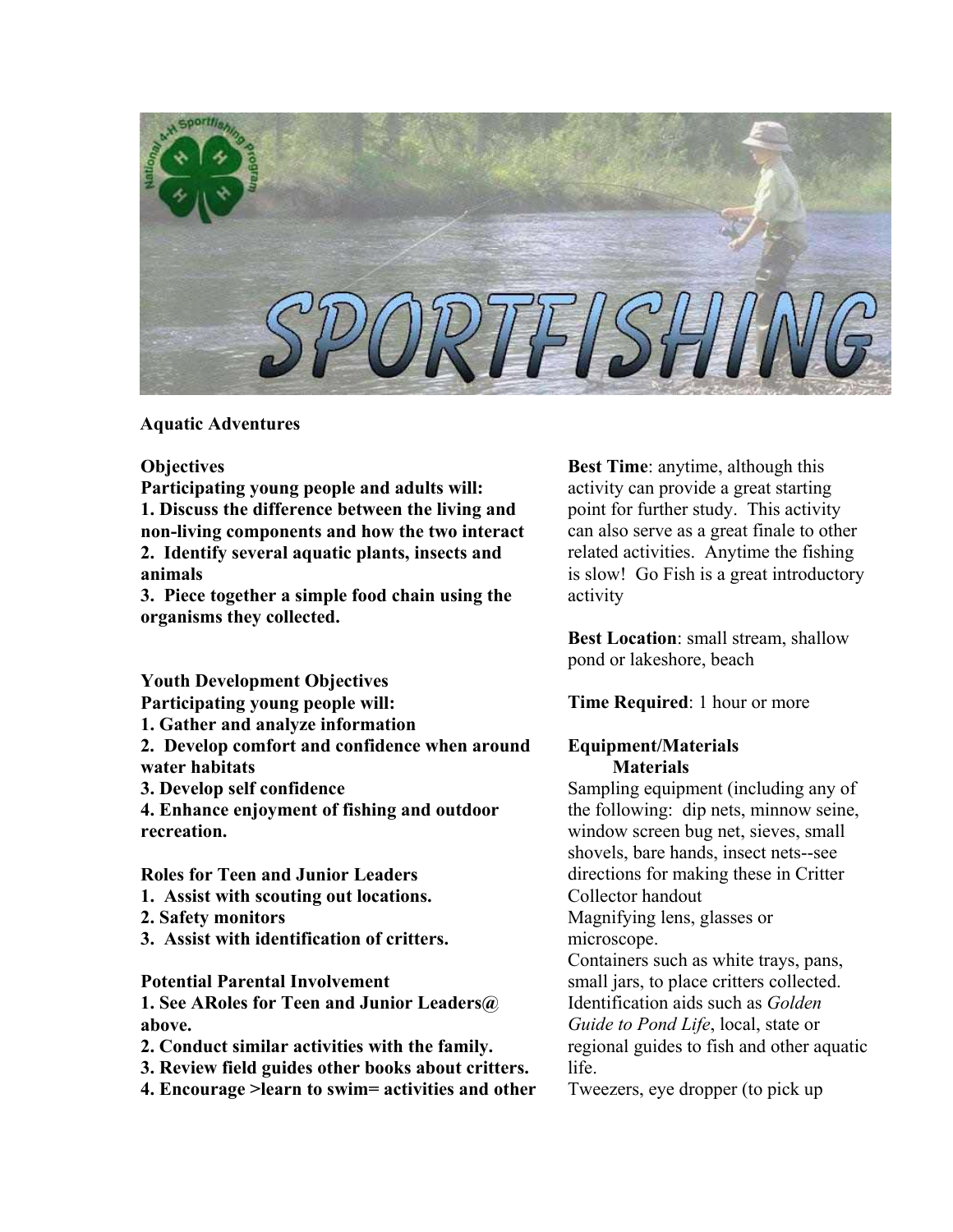**Aquatic Adventures**

**Objectives**

**Participating young people and adults will:**

**1. Discuss the difference between the living and non-living components and how the two interact**

**2. Identify several aquatic plants, insects and animals**

**3. Piece together a simple food chain using the organisms they collected.**

**Youth Development Objectives**

**Participating young people will:**

**1. Gather and analyze information**

**2. Develop comfort and confidence when around water habitats**

**3. Develop self confidence**

**4. Enhance enjoyment of fishing and outdoor recreation.**

**Roles for Teen and Junior Leaders**

**1. Assist with scouting out locations.**

**2. Safety monitors**

**3. Assist with identification of critters.**

**Potential Parental Involvement**

**1. See ARoles for Teen and Junior Leaders@ above.**

**2. Conduct similar activities with the family.**

**3. Review field guides other books about critters.**

**4. Encourage >learn to swim= activities and other**

**Best Time**: anytime, although this activity can provide a great starting point for further study. This activity can also serve as a great finale to other related activities. Anytime the fishing is slow! Go Fish is a great introductory activity

**Best Location**: small stream, shallow pond or lakeshore, beach

**Time Required**: 1 hour or more

**Equipment/Materials**

**Materials**

Sampling equipment (including any of the following: dip nets, minnow seine, window screen bug net, sieves, small shovels, bare hands, insect nets--see directions for making these in Critter Collector handout

Magnifying lens, glasses or microscope.

Containers such as white trays, pans, small jars, to place critters collected.

Identification aids such as *Golden Guide to Pond Life*, local, state or regional guides to fish and other aquatic life.

Tweezers, eye dropper (to pick up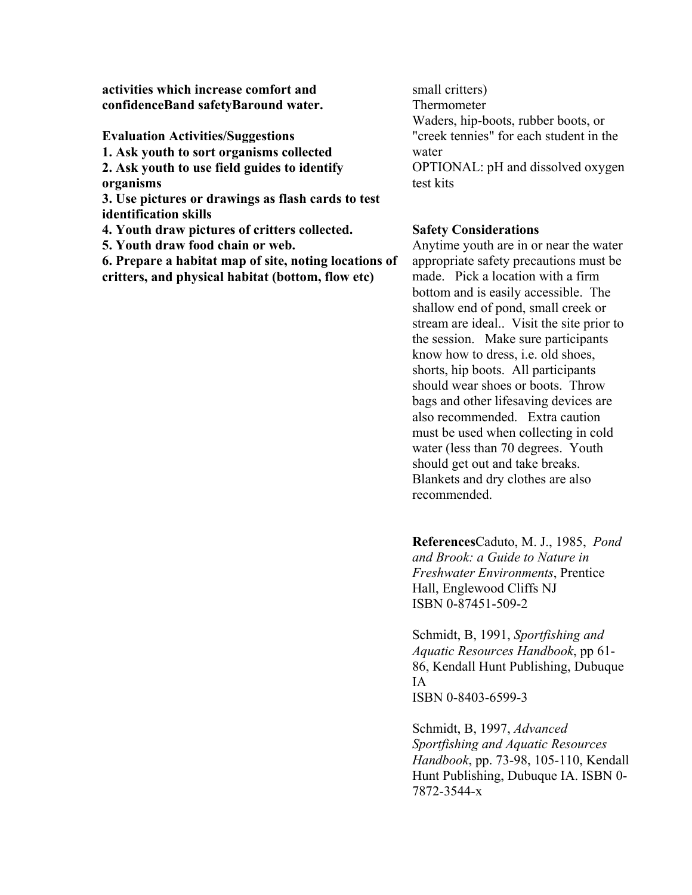**activities which increase comfort and confidenceBand safetyBaround water.**

**Evaluation Activities/Suggestions**

**1. Ask youth to sort organisms collected**

**2. Ask youth to use field guides to identify organisms**

**3. Use pictures or drawings as flash cards to test identification skills**

**4. Youth draw pictures of critters collected.**

**5. Youth draw food chain or web.**

**6. Prepare a habitat map of site, noting locations of critters, and physical habitat (bottom, flow etc)**

small critters)
Thermometer
Waders, hip-boots, rubber boots, or "creek tennies" for each student in the water
OPTIONAL: pH and dissolved oxygen test kits

**Safety Considerations**

Anytime youth are in or near the water appropriate safety precautions must be made. Pick a location with a firm bottom and is easily accessible. The shallow end of pond, small creek or stream are ideal.. Visit the site prior to the session. Make sure participants know how to dress, i.e. old shoes, shorts, hip boots. All participants should wear shoes or boots. Throw bags and other lifesaving devices are also recommended. Extra caution must be used when collecting in cold water (less than 70 degrees. Youth should get out and take breaks. Blankets and dry clothes are also recommended.

**References**Caduto, M. J., 1985, *Pond and Brook: a Guide to Nature in Freshwater Environments*, Prentice Hall, Englewood Cliffs NJ
ISBN 0-87451-509-2

Schmidt, B, 1991, *Sportfishing and Aquatic Resources Handbook*, pp 61-86, Kendall Hunt Publishing, Dubuque IA
ISBN 0-8403-6599-3

Schmidt, B, 1997, *Advanced Sportfishing and Aquatic Resources Handbook*, pp. 73-98, 105-110, Kendall Hunt Publishing, Dubuque IA. ISBN 0-7872-3544-x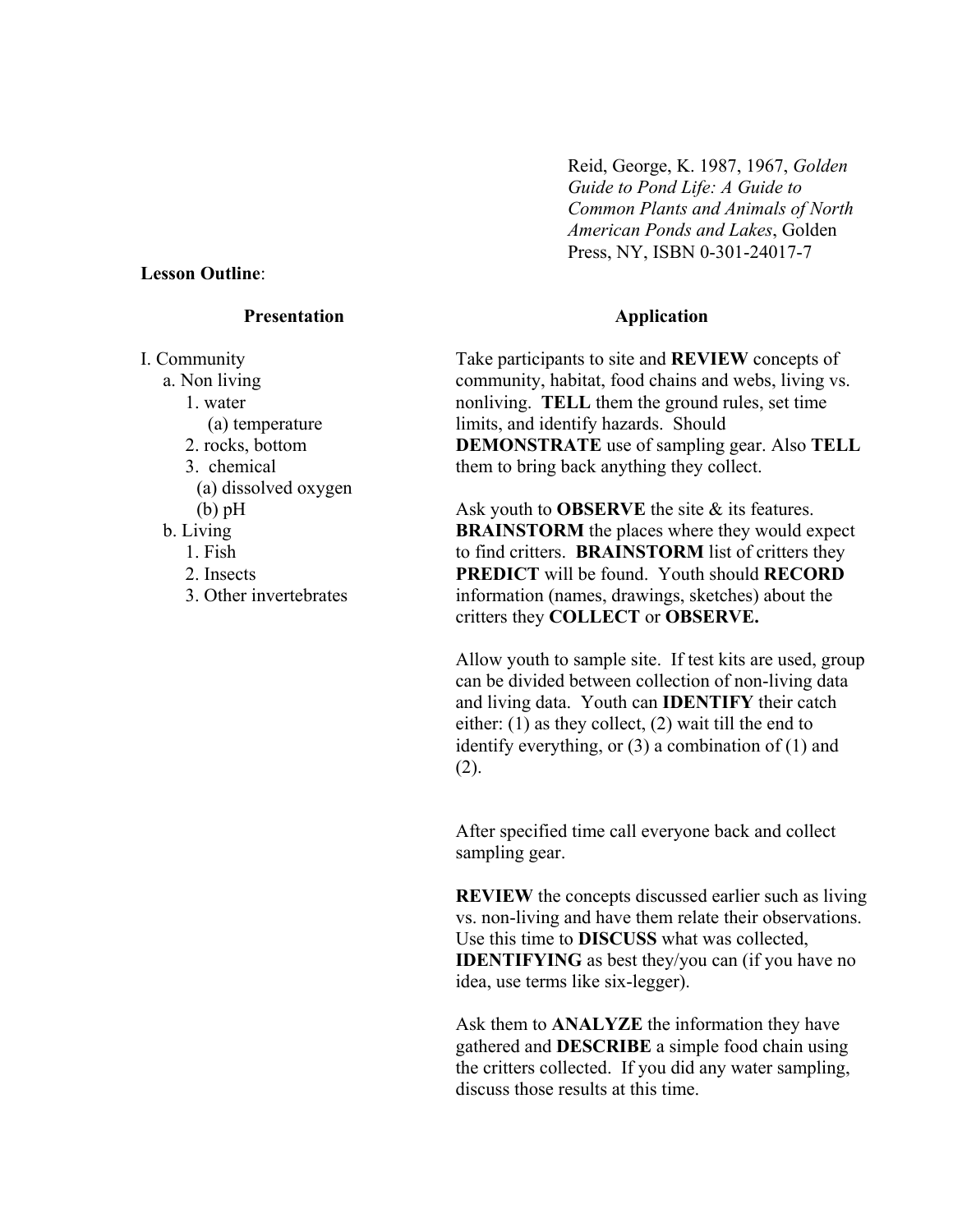Reid, George, K. 1987, 1967, *Golden Guide to Pond Life: A Guide to Common Plants and Animals of North American Ponds and Lakes*, Golden Press, NY, ISBN 0-301-24017-7

**Lesson Outline**:

| Presentation | Application |
|---|---|
| I. Community<br>a. Non living<br>1. water<br>(a) temperature<br>2. rocks, bottom<br>3. chemical<br>(a) dissolved oxygen<br>(b) pH<br>b. Living<br>1. Fish<br>2. Insects<br>3. Other invertebrates | Take participants to site and **REVIEW** concepts of community, habitat, food chains and webs, living vs. nonliving. **TELL** them the ground rules, set time limits, and identify hazards. Should **DEMONSTRATE** use of sampling gear. Also **TELL** them to bring back anything they collect.<br><br>Ask youth to **OBSERVE** the site & its features. **BRAINSTORM** the places where they would expect to find critters. **BRAINSTORM** list of critters they **PREDICT** will be found. Youth should **RECORD** information (names, drawings, sketches) about the critters they **COLLECT** or **OBSERVE.**<br><br>Allow youth to sample site. If test kits are used, group can be divided between collection of non-living data and living data. Youth can **IDENTIFY** their catch either: (1) as they collect, (2) wait till the end to identify everything, or (3) a combination of (1) and (2).<br><br>After specified time call everyone back and collect sampling gear.<br><br>**REVIEW** the concepts discussed earlier such as living vs. non-living and have them relate their observations. Use this time to **DISCUSS** what was collected, **IDENTIFYING** as best they/you can (if you have no idea, use terms like six-legger).<br><br>Ask them to **ANALYZE** the information they have gathered and **DESCRIBE** a simple food chain using the critters collected. If you did any water sampling, discuss those results at this time. |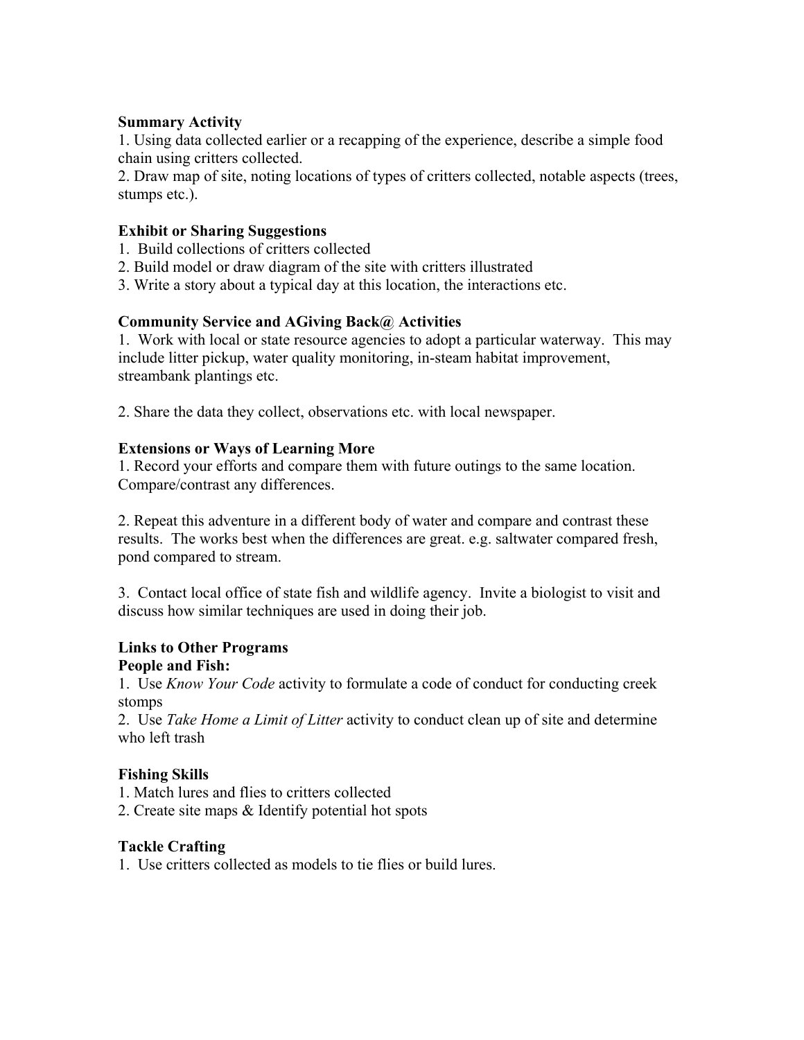**Summary Activity**

1. Using data collected earlier or a recapping of the experience, describe a simple food chain using critters collected.
2. Draw map of site, noting locations of types of critters collected, notable aspects (trees, stumps etc.).

**Exhibit or Sharing Suggestions**

1. Build collections of critters collected
2. Build model or draw diagram of the site with critters illustrated
3. Write a story about a typical day at this location, the interactions etc.

**Community Service and AGiving Back@ Activities**

1. Work with local or state resource agencies to adopt a particular waterway. This may include litter pickup, water quality monitoring, in-steam habitat improvement, streambank plantings etc.

2. Share the data they collect, observations etc. with local newspaper.

**Extensions or Ways of Learning More**

1. Record your efforts and compare them with future outings to the same location. Compare/contrast any differences.

2. Repeat this adventure in a different body of water and compare and contrast these results. The works best when the differences are great. e.g. saltwater compared fresh, pond compared to stream.

3. Contact local office of state fish and wildlife agency. Invite a biologist to visit and discuss how similar techniques are used in doing their job.

**Links to Other Programs**

**People and Fish:**

1. Use *Know Your Code* activity to formulate a code of conduct for conducting creek stomps
2. Use *Take Home a Limit of Litter* activity to conduct clean up of site and determine who left trash

**Fishing Skills**

1. Match lures and flies to critters collected
2. Create site maps & Identify potential hot spots

**Tackle Crafting**

1. Use critters collected as models to tie flies or build lures.